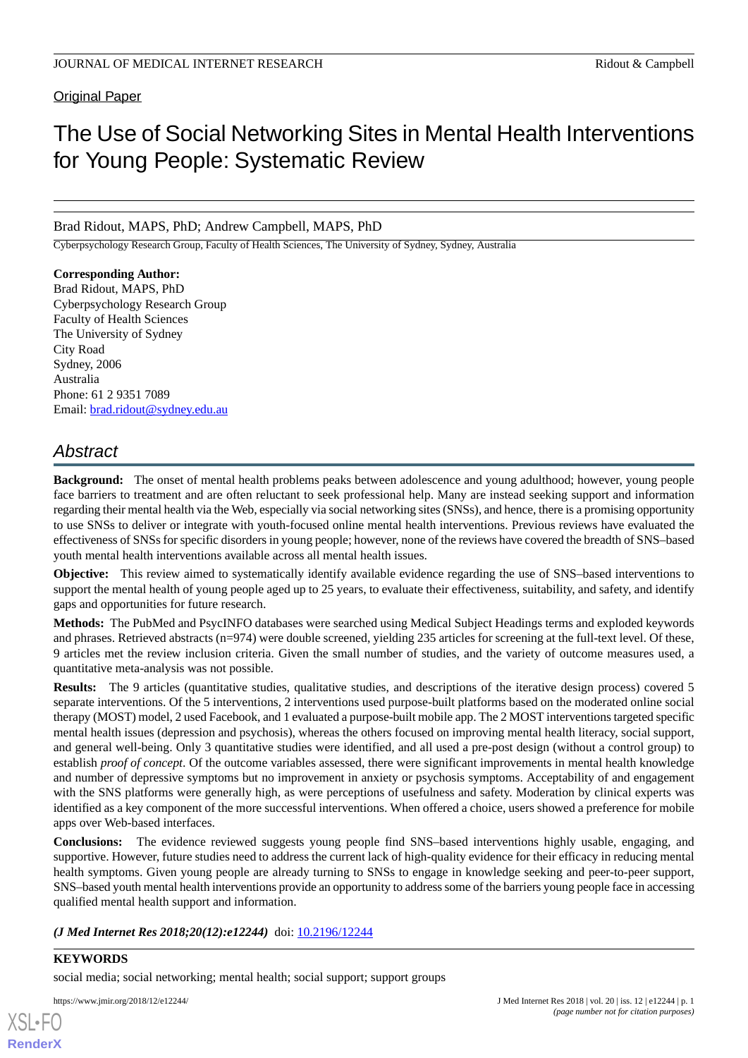Original Paper

# The Use of Social Networking Sites in Mental Health Interventions for Young People: Systematic Review

Brad Ridout, MAPS, PhD; Andrew Campbell, MAPS, PhD

Cyberpsychology Research Group, Faculty of Health Sciences, The University of Sydney, Sydney, Australia

**Corresponding Author:**
Brad Ridout, MAPS, PhD
Cyberpsychology Research Group
Faculty of Health Sciences
The University of Sydney
City Road
Sydney, 2006
Australia
Phone: 61 2 9351 7089
Email: brad.ridout@sydney.edu.au

## Abstract

**Background:** The onset of mental health problems peaks between adolescence and young adulthood; however, young people face barriers to treatment and are often reluctant to seek professional help. Many are instead seeking support and information regarding their mental health via the Web, especially via social networking sites (SNSs), and hence, there is a promising opportunity to use SNSs to deliver or integrate with youth-focused online mental health interventions. Previous reviews have evaluated the effectiveness of SNSs for specific disorders in young people; however, none of the reviews have covered the breadth of SNS–based youth mental health interventions available across all mental health issues.

**Objective:** This review aimed to systematically identify available evidence regarding the use of SNS–based interventions to support the mental health of young people aged up to 25 years, to evaluate their effectiveness, suitability, and safety, and identify gaps and opportunities for future research.

**Methods:** The PubMed and PsycINFO databases were searched using Medical Subject Headings terms and exploded keywords and phrases. Retrieved abstracts (n=974) were double screened, yielding 235 articles for screening at the full-text level. Of these, 9 articles met the review inclusion criteria. Given the small number of studies, and the variety of outcome measures used, a quantitative meta-analysis was not possible.

**Results:** The 9 articles (quantitative studies, qualitative studies, and descriptions of the iterative design process) covered 5 separate interventions. Of the 5 interventions, 2 interventions used purpose-built platforms based on the moderated online social therapy (MOST) model, 2 used Facebook, and 1 evaluated a purpose-built mobile app. The 2 MOST interventions targeted specific mental health issues (depression and psychosis), whereas the others focused on improving mental health literacy, social support, and general well-being. Only 3 quantitative studies were identified, and all used a pre-post design (without a control group) to establish *proof of concept*. Of the outcome variables assessed, there were significant improvements in mental health knowledge and number of depressive symptoms but no improvement in anxiety or psychosis symptoms. Acceptability of and engagement with the SNS platforms were generally high, as were perceptions of usefulness and safety. Moderation by clinical experts was identified as a key component of the more successful interventions. When offered a choice, users showed a preference for mobile apps over Web-based interfaces.

**Conclusions:** The evidence reviewed suggests young people find SNS–based interventions highly usable, engaging, and supportive. However, future studies need to address the current lack of high-quality evidence for their efficacy in reducing mental health symptoms. Given young people are already turning to SNSs to engage in knowledge seeking and peer-to-peer support, SNS–based youth mental health interventions provide an opportunity to address some of the barriers young people face in accessing qualified mental health support and information.

***(J Med Internet Res 2018;20(12):e12244)*** doi: 10.2196/12244

**KEYWORDS**

social media; social networking; mental health; social support; support groups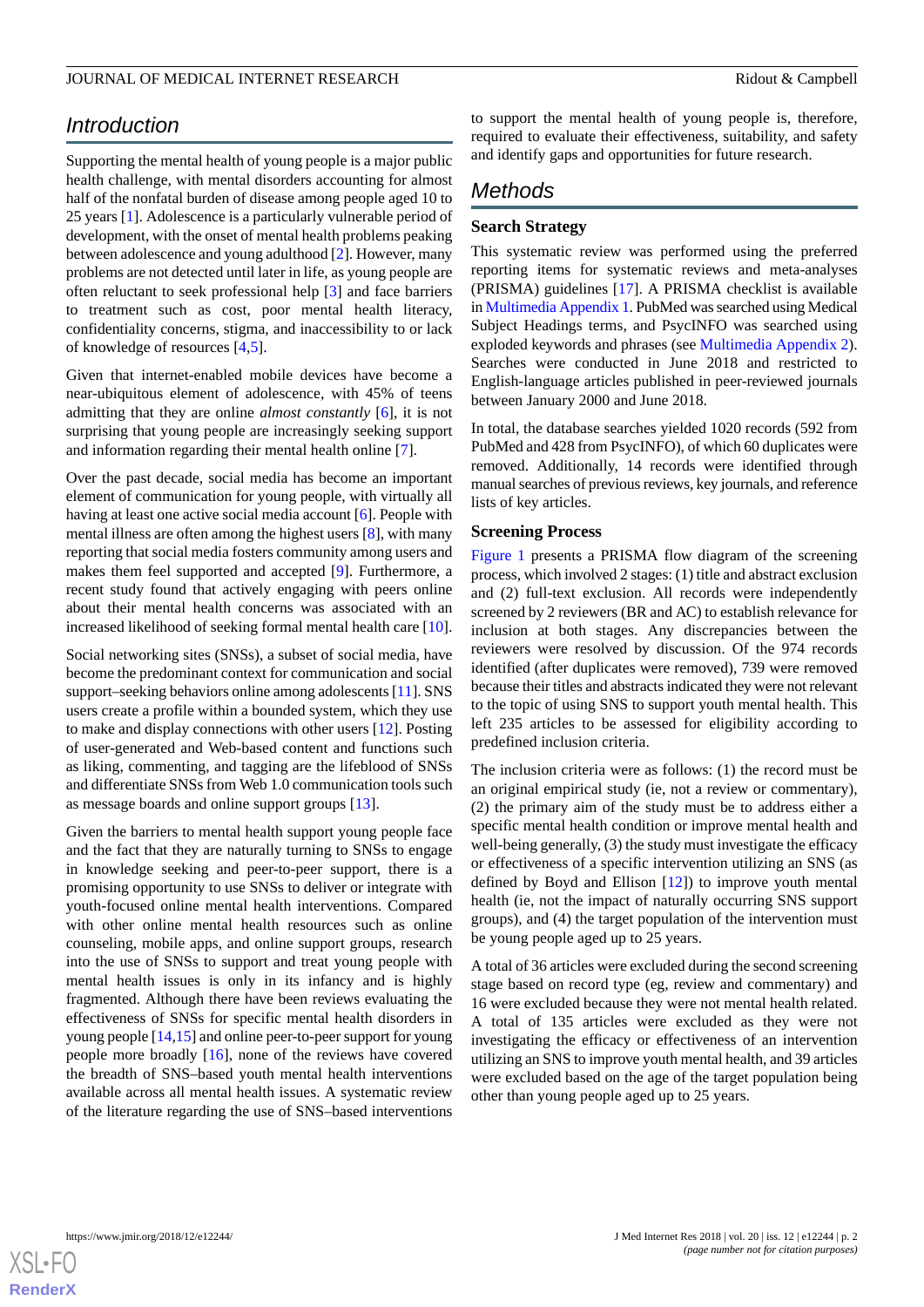## Introduction

Supporting the mental health of young people is a major public health challenge, with mental disorders accounting for almost half of the nonfatal burden of disease among people aged 10 to 25 years [1]. Adolescence is a particularly vulnerable period of development, with the onset of mental health problems peaking between adolescence and young adulthood [2]. However, many problems are not detected until later in life, as young people are often reluctant to seek professional help [3] and face barriers to treatment such as cost, poor mental health literacy, confidentiality concerns, stigma, and inaccessibility to or lack of knowledge of resources [4,5].

Given that internet-enabled mobile devices have become a near-ubiquitous element of adolescence, with 45% of teens admitting that they are online *almost constantly* [6], it is not surprising that young people are increasingly seeking support and information regarding their mental health online [7].

Over the past decade, social media has become an important element of communication for young people, with virtually all having at least one active social media account [6]. People with mental illness are often among the highest users [8], with many reporting that social media fosters community among users and makes them feel supported and accepted [9]. Furthermore, a recent study found that actively engaging with peers online about their mental health concerns was associated with an increased likelihood of seeking formal mental health care [10].

Social networking sites (SNSs), a subset of social media, have become the predominant context for communication and social support–seeking behaviors online among adolescents [11]. SNS users create a profile within a bounded system, which they use to make and display connections with other users [12]. Posting of user-generated and Web-based content and functions such as liking, commenting, and tagging are the lifeblood of SNSs and differentiate SNSs from Web 1.0 communication tools such as message boards and online support groups [13].

Given the barriers to mental health support young people face and the fact that they are naturally turning to SNSs to engage in knowledge seeking and peer-to-peer support, there is a promising opportunity to use SNSs to deliver or integrate with youth-focused online mental health interventions. Compared with other online mental health resources such as online counseling, mobile apps, and online support groups, research into the use of SNSs to support and treat young people with mental health issues is only in its infancy and is highly fragmented. Although there have been reviews evaluating the effectiveness of SNSs for specific mental health disorders in young people [14,15] and online peer-to-peer support for young people more broadly [16], none of the reviews have covered the breadth of SNS–based youth mental health interventions available across all mental health issues. A systematic review of the literature regarding the use of SNS–based interventions to support the mental health of young people is, therefore, required to evaluate their effectiveness, suitability, and safety and identify gaps and opportunities for future research.

## Methods

### Search Strategy

This systematic review was performed using the preferred reporting items for systematic reviews and meta-analyses (PRISMA) guidelines [17]. A PRISMA checklist is available in Multimedia Appendix 1. PubMed was searched using Medical Subject Headings terms, and PsycINFO was searched using exploded keywords and phrases (see Multimedia Appendix 2). Searches were conducted in June 2018 and restricted to English-language articles published in peer-reviewed journals between January 2000 and June 2018.

In total, the database searches yielded 1020 records (592 from PubMed and 428 from PsycINFO), of which 60 duplicates were removed. Additionally, 14 records were identified through manual searches of previous reviews, key journals, and reference lists of key articles.

### Screening Process

Figure 1 presents a PRISMA flow diagram of the screening process, which involved 2 stages: (1) title and abstract exclusion and (2) full-text exclusion. All records were independently screened by 2 reviewers (BR and AC) to establish relevance for inclusion at both stages. Any discrepancies between the reviewers were resolved by discussion. Of the 974 records identified (after duplicates were removed), 739 were removed because their titles and abstracts indicated they were not relevant to the topic of using SNS to support youth mental health. This left 235 articles to be assessed for eligibility according to predefined inclusion criteria.

The inclusion criteria were as follows: (1) the record must be an original empirical study (ie, not a review or commentary), (2) the primary aim of the study must be to address either a specific mental health condition or improve mental health and well-being generally, (3) the study must investigate the efficacy or effectiveness of a specific intervention utilizing an SNS (as defined by Boyd and Ellison [12]) to improve youth mental health (ie, not the impact of naturally occurring SNS support groups), and (4) the target population of the intervention must be young people aged up to 25 years.

A total of 36 articles were excluded during the second screening stage based on record type (eg, review and commentary) and 16 were excluded because they were not mental health related. A total of 135 articles were excluded as they were not investigating the efficacy or effectiveness of an intervention utilizing an SNS to improve youth mental health, and 39 articles were excluded based on the age of the target population being other than young people aged up to 25 years.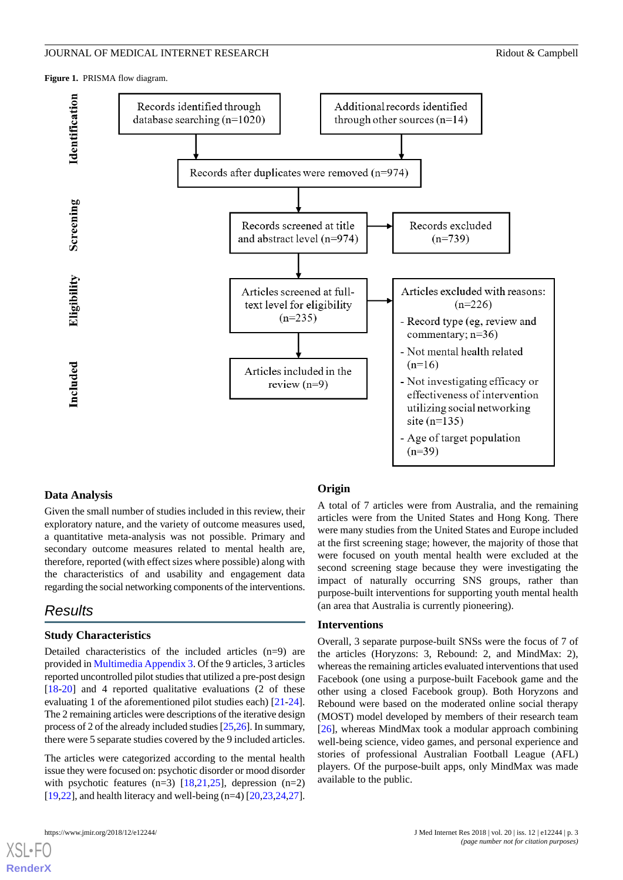**Figure 1.** PRISMA flow diagram.

**Identification**

- Records identified through database searching (n=1020)
- Additional records identified through other sources (n=14)
- Records after duplicates were removed (n=974)

**Screening**

- Records screened at title and abstract level (n=974)
- Records excluded (n=739)

**Eligibility**

- Articles screened at full-text level for eligibility (n=235)
- Articles excluded with reasons: (n=226)
  - Record type (eg, review and commentary; n=36)
  - Not mental health related (n=16)
  - Not investigating efficacy or effectiveness of intervention utilizing social networking site (n=135)
  - Age of target population (n=39)

**Included**

- Articles included in the review (n=9)

### Data Analysis

Given the small number of studies included in this review, their exploratory nature, and the variety of outcome measures used, a quantitative meta-analysis was not possible. Primary and secondary outcome measures related to mental health are, therefore, reported (with effect sizes where possible) along with the characteristics of and usability and engagement data regarding the social networking components of the interventions.

## Results

### Study Characteristics

Detailed characteristics of the included articles (n=9) are provided in Multimedia Appendix 3. Of the 9 articles, 3 articles reported uncontrolled pilot studies that utilized a pre-post design [18-20] and 4 reported qualitative evaluations (2 of these evaluating 1 of the aforementioned pilot studies each) [21-24]. The 2 remaining articles were descriptions of the iterative design process of 2 of the already included studies [25,26]. In summary, there were 5 separate studies covered by the 9 included articles.

The articles were categorized according to the mental health issue they were focused on: psychotic disorder or mood disorder with psychotic features (n=3) [18,21,25], depression (n=2) [19,22], and health literacy and well-being (n=4) [20,23,24,27].

### Origin

A total of 7 articles were from Australia, and the remaining articles were from the United States and Hong Kong. There were many studies from the United States and Europe included at the first screening stage; however, the majority of those that were focused on youth mental health were excluded at the second screening stage because they were investigating the impact of naturally occurring SNS groups, rather than purpose-built interventions for supporting youth mental health (an area that Australia is currently pioneering).

### Interventions

Overall, 3 separate purpose-built SNSs were the focus of 7 of the articles (Horyzons: 3, Rebound: 2, and MindMax: 2), whereas the remaining articles evaluated interventions that used Facebook (one using a purpose-built Facebook game and the other using a closed Facebook group). Both Horyzons and Rebound were based on the moderated online social therapy (MOST) model developed by members of their research team [26], whereas MindMax took a modular approach combining well-being science, video games, and personal experience and stories of professional Australian Football League (AFL) players. Of the purpose-built apps, only MindMax was made available to the public.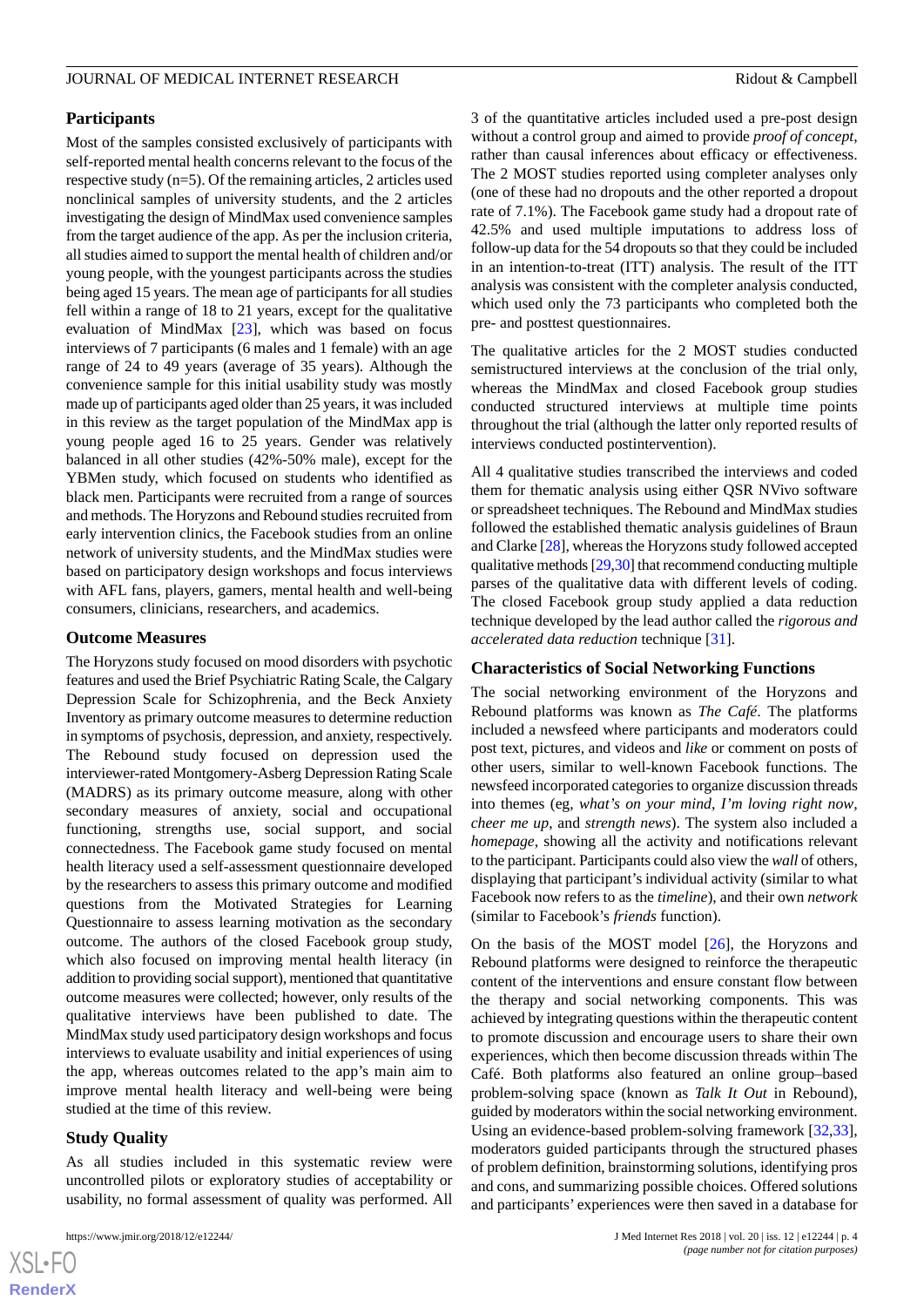### Participants

Most of the samples consisted exclusively of participants with self-reported mental health concerns relevant to the focus of the respective study (n=5). Of the remaining articles, 2 articles used nonclinical samples of university students, and the 2 articles investigating the design of MindMax used convenience samples from the target audience of the app. As per the inclusion criteria, all studies aimed to support the mental health of children and/or young people, with the youngest participants across the studies being aged 15 years. The mean age of participants for all studies fell within a range of 18 to 21 years, except for the qualitative evaluation of MindMax [23], which was based on focus interviews of 7 participants (6 males and 1 female) with an age range of 24 to 49 years (average of 35 years). Although the convenience sample for this initial usability study was mostly made up of participants aged older than 25 years, it was included in this review as the target population of the MindMax app is young people aged 16 to 25 years. Gender was relatively balanced in all other studies (42%-50% male), except for the YBMen study, which focused on students who identified as black men. Participants were recruited from a range of sources and methods. The Horyzons and Rebound studies recruited from early intervention clinics, the Facebook studies from an online network of university students, and the MindMax studies were based on participatory design workshops and focus interviews with AFL fans, players, gamers, mental health and well-being consumers, clinicians, researchers, and academics.

### Outcome Measures

The Horyzons study focused on mood disorders with psychotic features and used the Brief Psychiatric Rating Scale, the Calgary Depression Scale for Schizophrenia, and the Beck Anxiety Inventory as primary outcome measures to determine reduction in symptoms of psychosis, depression, and anxiety, respectively. The Rebound study focused on depression used the interviewer-rated Montgomery-Asberg Depression Rating Scale (MADRS) as its primary outcome measure, along with other secondary measures of anxiety, social and occupational functioning, strengths use, social support, and social connectedness. The Facebook game study focused on mental health literacy used a self-assessment questionnaire developed by the researchers to assess this primary outcome and modified questions from the Motivated Strategies for Learning Questionnaire to assess learning motivation as the secondary outcome. The authors of the closed Facebook group study, which also focused on improving mental health literacy (in addition to providing social support), mentioned that quantitative outcome measures were collected; however, only results of the qualitative interviews have been published to date. The MindMax study used participatory design workshops and focus interviews to evaluate usability and initial experiences of using the app, whereas outcomes related to the app's main aim to improve mental health literacy and well-being were being studied at the time of this review.

### Study Quality

As all studies included in this systematic review were uncontrolled pilots or exploratory studies of acceptability or usability, no formal assessment of quality was performed. All 3 of the quantitative articles included used a pre-post design without a control group and aimed to provide *proof of concept*, rather than causal inferences about efficacy or effectiveness. The 2 MOST studies reported using completer analyses only (one of these had no dropouts and the other reported a dropout rate of 7.1%). The Facebook game study had a dropout rate of 42.5% and used multiple imputations to address loss of follow-up data for the 54 dropouts so that they could be included in an intention-to-treat (ITT) analysis. The result of the ITT analysis was consistent with the completer analysis conducted, which used only the 73 participants who completed both the pre- and posttest questionnaires.

The qualitative articles for the 2 MOST studies conducted semistructured interviews at the conclusion of the trial only, whereas the MindMax and closed Facebook group studies conducted structured interviews at multiple time points throughout the trial (although the latter only reported results of interviews conducted postintervention).

All 4 qualitative studies transcribed the interviews and coded them for thematic analysis using either QSR NVivo software or spreadsheet techniques. The Rebound and MindMax studies followed the established thematic analysis guidelines of Braun and Clarke [28], whereas the Horyzons study followed accepted qualitative methods [29,30] that recommend conducting multiple parses of the qualitative data with different levels of coding. The closed Facebook group study applied a data reduction technique developed by the lead author called the *rigorous and accelerated data reduction* technique [31].

### Characteristics of Social Networking Functions

The social networking environment of the Horyzons and Rebound platforms was known as *The Café*. The platforms included a newsfeed where participants and moderators could post text, pictures, and videos and *like* or comment on posts of other users, similar to well-known Facebook functions. The newsfeed incorporated categories to organize discussion threads into themes (eg, *what's on your mind*, *I'm loving right now*, *cheer me up*, and *strength news*). The system also included a *homepage*, showing all the activity and notifications relevant to the participant. Participants could also view the *wall* of others, displaying that participant's individual activity (similar to what Facebook now refers to as the *timeline*), and their own *network* (similar to Facebook's *friends* function).

On the basis of the MOST model [26], the Horyzons and Rebound platforms were designed to reinforce the therapeutic content of the interventions and ensure constant flow between the therapy and social networking components. This was achieved by integrating questions within the therapeutic content to promote discussion and encourage users to share their own experiences, which then become discussion threads within The Café. Both platforms also featured an online group–based problem-solving space (known as *Talk It Out* in Rebound), guided by moderators within the social networking environment. Using an evidence-based problem-solving framework [32,33], moderators guided participants through the structured phases of problem definition, brainstorming solutions, identifying pros and cons, and summarizing possible choices. Offered solutions and participants' experiences were then saved in a database for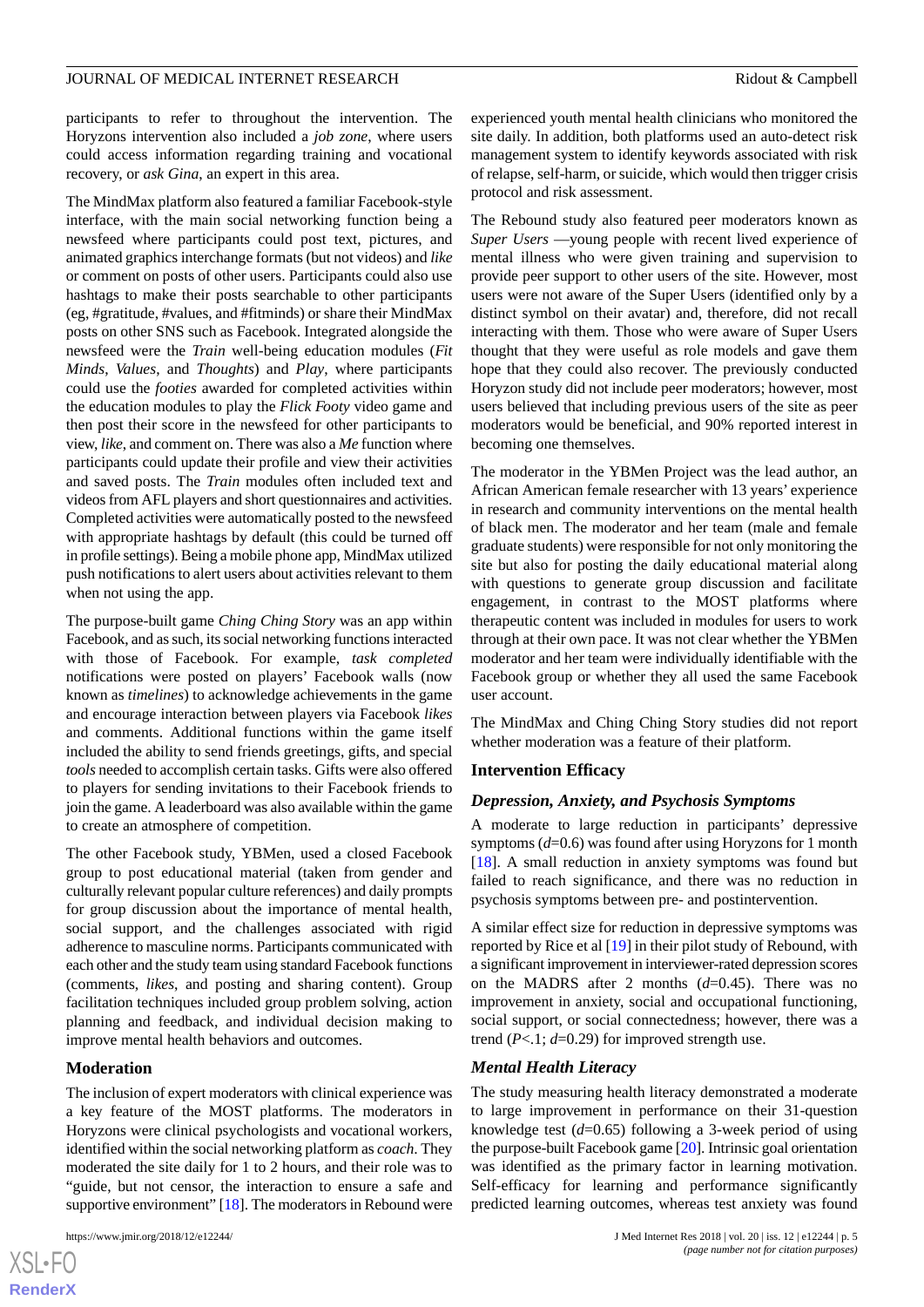participants to refer to throughout the intervention. The Horyzons intervention also included a *job zone*, where users could access information regarding training and vocational recovery, or *ask Gina*, an expert in this area.

The MindMax platform also featured a familiar Facebook-style interface, with the main social networking function being a newsfeed where participants could post text, pictures, and animated graphics interchange formats (but not videos) and *like* or comment on posts of other users. Participants could also use hashtags to make their posts searchable to other participants (eg, #gratitude, #values, and #fitminds) or share their MindMax posts on other SNS such as Facebook. Integrated alongside the newsfeed were the *Train* well-being education modules (*Fit Minds*, *Values*, and *Thoughts*) and *Play*, where participants could use the *footies* awarded for completed activities within the education modules to play the *Flick Footy* video game and then post their score in the newsfeed for other participants to view, *like*, and comment on. There was also a *Me* function where participants could update their profile and view their activities and saved posts. The *Train* modules often included text and videos from AFL players and short questionnaires and activities. Completed activities were automatically posted to the newsfeed with appropriate hashtags by default (this could be turned off in profile settings). Being a mobile phone app, MindMax utilized push notifications to alert users about activities relevant to them when not using the app.

The purpose-built game *Ching Ching Story* was an app within Facebook, and as such, its social networking functions interacted with those of Facebook. For example, *task completed* notifications were posted on players' Facebook walls (now known as *timelines*) to acknowledge achievements in the game and encourage interaction between players via Facebook *likes* and comments. Additional functions within the game itself included the ability to send friends greetings, gifts, and special *tools* needed to accomplish certain tasks. Gifts were also offered to players for sending invitations to their Facebook friends to join the game. A leaderboard was also available within the game to create an atmosphere of competition.

The other Facebook study, YBMen, used a closed Facebook group to post educational material (taken from gender and culturally relevant popular culture references) and daily prompts for group discussion about the importance of mental health, social support, and the challenges associated with rigid adherence to masculine norms. Participants communicated with each other and the study team using standard Facebook functions (comments, *likes*, and posting and sharing content). Group facilitation techniques included group problem solving, action planning and feedback, and individual decision making to improve mental health behaviors and outcomes.

### Moderation

The inclusion of expert moderators with clinical experience was a key feature of the MOST platforms. The moderators in Horyzons were clinical psychologists and vocational workers, identified within the social networking platform as *coach*. They moderated the site daily for 1 to 2 hours, and their role was to "guide, but not censor, the interaction to ensure a safe and supportive environment" [18]. The moderators in Rebound were experienced youth mental health clinicians who monitored the site daily. In addition, both platforms used an auto-detect risk management system to identify keywords associated with risk of relapse, self-harm, or suicide, which would then trigger crisis protocol and risk assessment.

The Rebound study also featured peer moderators known as *Super Users* —young people with recent lived experience of mental illness who were given training and supervision to provide peer support to other users of the site. However, most users were not aware of the Super Users (identified only by a distinct symbol on their avatar) and, therefore, did not recall interacting with them. Those who were aware of Super Users thought that they were useful as role models and gave them hope that they could also recover. The previously conducted Horyzon study did not include peer moderators; however, most users believed that including previous users of the site as peer moderators would be beneficial, and 90% reported interest in becoming one themselves.

The moderator in the YBMen Project was the lead author, an African American female researcher with 13 years' experience in research and community interventions on the mental health of black men. The moderator and her team (male and female graduate students) were responsible for not only monitoring the site but also for posting the daily educational material along with questions to generate group discussion and facilitate engagement, in contrast to the MOST platforms where therapeutic content was included in modules for users to work through at their own pace. It was not clear whether the YBMen moderator and her team were individually identifiable with the Facebook group or whether they all used the same Facebook user account.

The MindMax and Ching Ching Story studies did not report whether moderation was a feature of their platform.

### Intervention Efficacy

#### *Depression, Anxiety, and Psychosis Symptoms*

A moderate to large reduction in participants' depressive symptoms ($d$=0.6) was found after using Horyzons for 1 month [18]. A small reduction in anxiety symptoms was found but failed to reach significance, and there was no reduction in psychosis symptoms between pre- and postintervention.

A similar effect size for reduction in depressive symptoms was reported by Rice et al [19] in their pilot study of Rebound, with a significant improvement in interviewer-rated depression scores on the MADRS after 2 months ($d$=0.45). There was no improvement in anxiety, social and occupational functioning, social support, or social connectedness; however, there was a trend ($P$<.1; $d$=0.29) for improved strength use.

#### *Mental Health Literacy*

The study measuring health literacy demonstrated a moderate to large improvement in performance on their 31-question knowledge test ($d$=0.65) following a 3-week period of using the purpose-built Facebook game [20]. Intrinsic goal orientation was identified as the primary factor in learning motivation. Self-efficacy for learning and performance significantly predicted learning outcomes, whereas test anxiety was found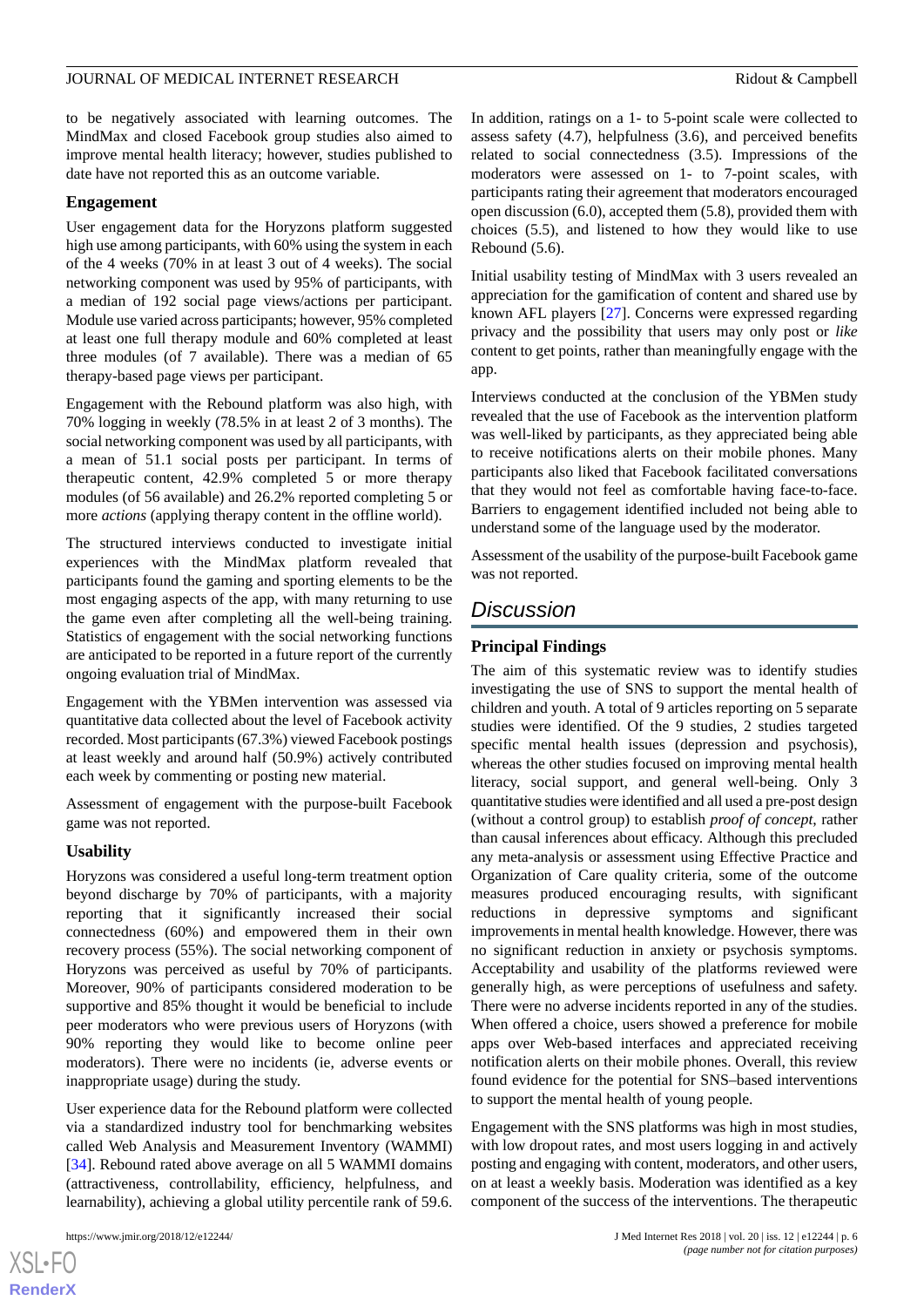to be negatively associated with learning outcomes. The MindMax and closed Facebook group studies also aimed to improve mental health literacy; however, studies published to date have not reported this as an outcome variable.

### Engagement

User engagement data for the Horyzons platform suggested high use among participants, with 60% using the system in each of the 4 weeks (70% in at least 3 out of 4 weeks). The social networking component was used by 95% of participants, with a median of 192 social page views/actions per participant. Module use varied across participants; however, 95% completed at least one full therapy module and 60% completed at least three modules (of 7 available). There was a median of 65 therapy-based page views per participant.

Engagement with the Rebound platform was also high, with 70% logging in weekly (78.5% in at least 2 of 3 months). The social networking component was used by all participants, with a mean of 51.1 social posts per participant. In terms of therapeutic content, 42.9% completed 5 or more therapy modules (of 56 available) and 26.2% reported completing 5 or more *actions* (applying therapy content in the offline world).

The structured interviews conducted to investigate initial experiences with the MindMax platform revealed that participants found the gaming and sporting elements to be the most engaging aspects of the app, with many returning to use the game even after completing all the well-being training. Statistics of engagement with the social networking functions are anticipated to be reported in a future report of the currently ongoing evaluation trial of MindMax.

Engagement with the YBMen intervention was assessed via quantitative data collected about the level of Facebook activity recorded. Most participants (67.3%) viewed Facebook postings at least weekly and around half (50.9%) actively contributed each week by commenting or posting new material.

Assessment of engagement with the purpose-built Facebook game was not reported.

### Usability

Horyzons was considered a useful long-term treatment option beyond discharge by 70% of participants, with a majority reporting that it significantly increased their social connectedness (60%) and empowered them in their own recovery process (55%). The social networking component of Horyzons was perceived as useful by 70% of participants. Moreover, 90% of participants considered moderation to be supportive and 85% thought it would be beneficial to include peer moderators who were previous users of Horyzons (with 90% reporting they would like to become online peer moderators). There were no incidents (ie, adverse events or inappropriate usage) during the study.

User experience data for the Rebound platform were collected via a standardized industry tool for benchmarking websites called Web Analysis and Measurement Inventory (WAMMI) [34]. Rebound rated above average on all 5 WAMMI domains (attractiveness, controllability, efficiency, helpfulness, and learnability), achieving a global utility percentile rank of 59.6. In addition, ratings on a 1- to 5-point scale were collected to assess safety (4.7), helpfulness (3.6), and perceived benefits related to social connectedness (3.5). Impressions of the moderators were assessed on 1- to 7-point scales, with participants rating their agreement that moderators encouraged open discussion (6.0), accepted them (5.8), provided them with choices (5.5), and listened to how they would like to use Rebound (5.6).

Initial usability testing of MindMax with 3 users revealed an appreciation for the gamification of content and shared use by known AFL players [27]. Concerns were expressed regarding privacy and the possibility that users may only post or *like* content to get points, rather than meaningfully engage with the app.

Interviews conducted at the conclusion of the YBMen study revealed that the use of Facebook as the intervention platform was well-liked by participants, as they appreciated being able to receive notifications alerts on their mobile phones. Many participants also liked that Facebook facilitated conversations that they would not feel as comfortable having face-to-face. Barriers to engagement identified included not being able to understand some of the language used by the moderator.

Assessment of the usability of the purpose-built Facebook game was not reported.

## Discussion

### Principal Findings

The aim of this systematic review was to identify studies investigating the use of SNS to support the mental health of children and youth. A total of 9 articles reporting on 5 separate studies were identified. Of the 9 studies, 2 studies targeted specific mental health issues (depression and psychosis), whereas the other studies focused on improving mental health literacy, social support, and general well-being. Only 3 quantitative studies were identified and all used a pre-post design (without a control group) to establish *proof of concept*, rather than causal inferences about efficacy. Although this precluded any meta-analysis or assessment using Effective Practice and Organization of Care quality criteria, some of the outcome measures produced encouraging results, with significant reductions in depressive symptoms and significant improvements in mental health knowledge. However, there was no significant reduction in anxiety or psychosis symptoms. Acceptability and usability of the platforms reviewed were generally high, as were perceptions of usefulness and safety. There were no adverse incidents reported in any of the studies. When offered a choice, users showed a preference for mobile apps over Web-based interfaces and appreciated receiving notification alerts on their mobile phones. Overall, this review found evidence for the potential for SNS–based interventions to support the mental health of young people.

Engagement with the SNS platforms was high in most studies, with low dropout rates, and most users logging in and actively posting and engaging with content, moderators, and other users, on at least a weekly basis. Moderation was identified as a key component of the success of the interventions. The therapeutic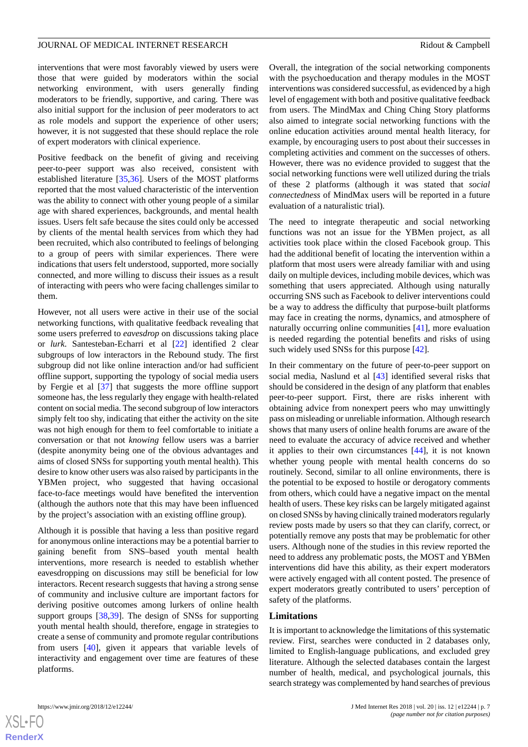interventions that were most favorably viewed by users were those that were guided by moderators within the social networking environment, with users generally finding moderators to be friendly, supportive, and caring. There was also initial support for the inclusion of peer moderators to act as role models and support the experience of other users; however, it is not suggested that these should replace the role of expert moderators with clinical experience.

Positive feedback on the benefit of giving and receiving peer-to-peer support was also received, consistent with established literature [35,36]. Users of the MOST platforms reported that the most valued characteristic of the intervention was the ability to connect with other young people of a similar age with shared experiences, backgrounds, and mental health issues. Users felt safe because the sites could only be accessed by clients of the mental health services from which they had been recruited, which also contributed to feelings of belonging to a group of peers with similar experiences. There were indications that users felt understood, supported, more socially connected, and more willing to discuss their issues as a result of interacting with peers who were facing challenges similar to them.

However, not all users were active in their use of the social networking functions, with qualitative feedback revealing that some users preferred to *eavesdrop* on discussions taking place or *lurk*. Santesteban-Echarri et al [22] identified 2 clear subgroups of low interactors in the Rebound study. The first subgroup did not like online interaction and/or had sufficient offline support, supporting the typology of social media users by Fergie et al [37] that suggests the more offline support someone has, the less regularly they engage with health-related content on social media. The second subgroup of low interactors simply felt too shy, indicating that either the activity on the site was not high enough for them to feel comfortable to initiate a conversation or that not *knowing* fellow users was a barrier (despite anonymity being one of the obvious advantages and aims of closed SNSs for supporting youth mental health). This desire to know other users was also raised by participants in the YBMen project, who suggested that having occasional face-to-face meetings would have benefited the intervention (although the authors note that this may have been influenced by the project's association with an existing offline group).

Although it is possible that having a less than positive regard for anonymous online interactions may be a potential barrier to gaining benefit from SNS–based youth mental health interventions, more research is needed to establish whether eavesdropping on discussions may still be beneficial for low interactors. Recent research suggests that having a strong sense of community and inclusive culture are important factors for deriving positive outcomes among lurkers of online health support groups [38,39]. The design of SNSs for supporting youth mental health should, therefore, engage in strategies to create a sense of community and promote regular contributions from users [40], given it appears that variable levels of interactivity and engagement over time are features of these platforms.

Overall, the integration of the social networking components with the psychoeducation and therapy modules in the MOST interventions was considered successful, as evidenced by a high level of engagement with both and positive qualitative feedback from users. The MindMax and Ching Ching Story platforms also aimed to integrate social networking functions with the online education activities around mental health literacy, for example, by encouraging users to post about their successes in completing activities and comment on the successes of others. However, there was no evidence provided to suggest that the social networking functions were well utilized during the trials of these 2 platforms (although it was stated that *social connectedness* of MindMax users will be reported in a future evaluation of a naturalistic trial).

The need to integrate therapeutic and social networking functions was not an issue for the YBMen project, as all activities took place within the closed Facebook group. This had the additional benefit of locating the intervention within a platform that most users were already familiar with and using daily on multiple devices, including mobile devices, which was something that users appreciated. Although using naturally occurring SNS such as Facebook to deliver interventions could be a way to address the difficulty that purpose-built platforms may face in creating the norms, dynamics, and atmosphere of naturally occurring online communities [41], more evaluation is needed regarding the potential benefits and risks of using such widely used SNSs for this purpose [42].

In their commentary on the future of peer-to-peer support on social media, Naslund et al [43] identified several risks that should be considered in the design of any platform that enables peer-to-peer support. First, there are risks inherent with obtaining advice from nonexpert peers who may unwittingly pass on misleading or unreliable information. Although research shows that many users of online health forums are aware of the need to evaluate the accuracy of advice received and whether it applies to their own circumstances [44], it is not known whether young people with mental health concerns do so routinely. Second, similar to all online environments, there is the potential to be exposed to hostile or derogatory comments from others, which could have a negative impact on the mental health of users. These key risks can be largely mitigated against on closed SNSs by having clinically trained moderators regularly review posts made by users so that they can clarify, correct, or potentially remove any posts that may be problematic for other users. Although none of the studies in this review reported the need to address any problematic posts, the MOST and YBMen interventions did have this ability, as their expert moderators were actively engaged with all content posted. The presence of expert moderators greatly contributed to users' perception of safety of the platforms.

## Limitations

It is important to acknowledge the limitations of this systematic review. First, searches were conducted in 2 databases only, limited to English-language publications, and excluded grey literature. Although the selected databases contain the largest number of health, medical, and psychological journals, this search strategy was complemented by hand searches of previous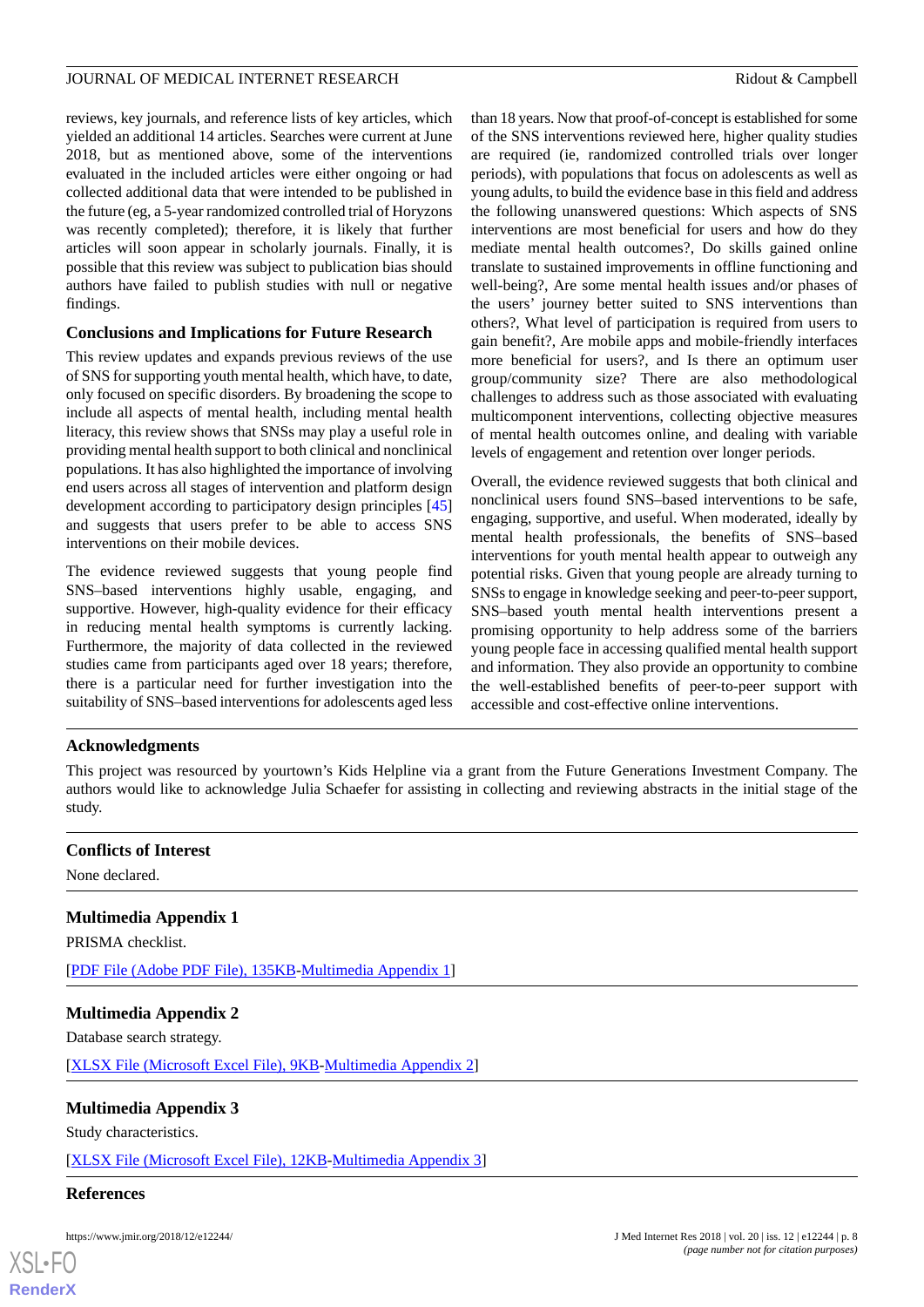reviews, key journals, and reference lists of key articles, which yielded an additional 14 articles. Searches were current at June 2018, but as mentioned above, some of the interventions evaluated in the included articles were either ongoing or had collected additional data that were intended to be published in the future (eg, a 5-year randomized controlled trial of Horyzons was recently completed); therefore, it is likely that further articles will soon appear in scholarly journals. Finally, it is possible that this review was subject to publication bias should authors have failed to publish studies with null or negative findings.

### Conclusions and Implications for Future Research

This review updates and expands previous reviews of the use of SNS for supporting youth mental health, which have, to date, only focused on specific disorders. By broadening the scope to include all aspects of mental health, including mental health literacy, this review shows that SNSs may play a useful role in providing mental health support to both clinical and nonclinical populations. It has also highlighted the importance of involving end users across all stages of intervention and platform design development according to participatory design principles [45] and suggests that users prefer to be able to access SNS interventions on their mobile devices.

The evidence reviewed suggests that young people find SNS–based interventions highly usable, engaging, and supportive. However, high-quality evidence for their efficacy in reducing mental health symptoms is currently lacking. Furthermore, the majority of data collected in the reviewed studies came from participants aged over 18 years; therefore, there is a particular need for further investigation into the suitability of SNS–based interventions for adolescents aged less than 18 years. Now that proof-of-concept is established for some of the SNS interventions reviewed here, higher quality studies are required (ie, randomized controlled trials over longer periods), with populations that focus on adolescents as well as young adults, to build the evidence base in this field and address the following unanswered questions: Which aspects of SNS interventions are most beneficial for users and how do they mediate mental health outcomes?, Do skills gained online translate to sustained improvements in offline functioning and well-being?, Are some mental health issues and/or phases of the users' journey better suited to SNS interventions than others?, What level of participation is required from users to gain benefit?, Are mobile apps and mobile-friendly interfaces more beneficial for users?, and Is there an optimum user group/community size? There are also methodological challenges to address such as those associated with evaluating multicomponent interventions, collecting objective measures of mental health outcomes online, and dealing with variable levels of engagement and retention over longer periods.

Overall, the evidence reviewed suggests that both clinical and nonclinical users found SNS–based interventions to be safe, engaging, supportive, and useful. When moderated, ideally by mental health professionals, the benefits of SNS–based interventions for youth mental health appear to outweigh any potential risks. Given that young people are already turning to SNSs to engage in knowledge seeking and peer-to-peer support, SNS–based youth mental health interventions present a promising opportunity to help address some of the barriers young people face in accessing qualified mental health support and information. They also provide an opportunity to combine the well-established benefits of peer-to-peer support with accessible and cost-effective online interventions.

### Acknowledgments

This project was resourced by yourtown's Kids Helpline via a grant from the Future Generations Investment Company. The authors would like to acknowledge Julia Schaefer for assisting in collecting and reviewing abstracts in the initial stage of the study.

### Conflicts of Interest

None declared.

### Multimedia Appendix 1

PRISMA checklist.

[PDF File (Adobe PDF File), 135KB-Multimedia Appendix 1]

### Multimedia Appendix 2

Database search strategy.

[XLSX File (Microsoft Excel File), 9KB-Multimedia Appendix 2]

### Multimedia Appendix 3

Study characteristics.

[XLSX File (Microsoft Excel File), 12KB-Multimedia Appendix 3]

### References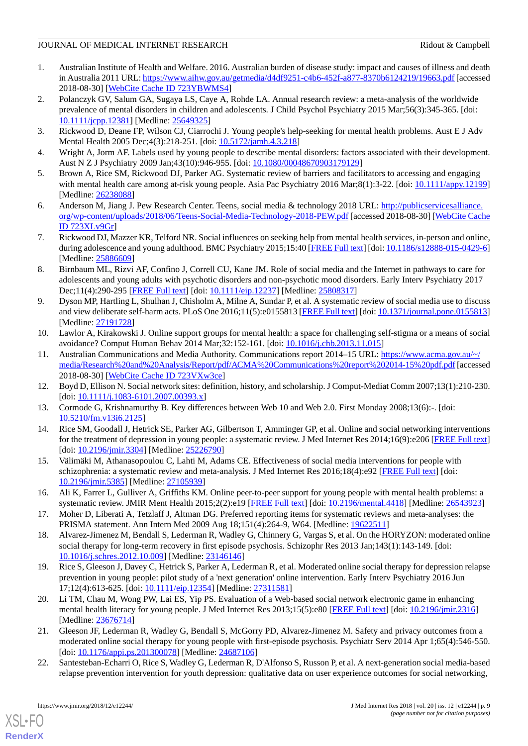1. Australian Institute of Health and Welfare. 2016. Australian burden of disease study: impact and causes of illness and death in Australia 2011 URL: https://www.aihw.gov.au/getmedia/d4df9251-c4b6-452f-a877-8370b6124219/19663.pdf [accessed 2018-08-30] [WebCite Cache ID 723YBWMS4]
2. Polanczyk GV, Salum GA, Sugaya LS, Caye A, Rohde LA. Annual research review: a meta-analysis of the worldwide prevalence of mental disorders in children and adolescents. J Child Psychol Psychiatry 2015 Mar;56(3):345-365. [doi: 10.1111/jcpp.12381] [Medline: 25649325]
3. Rickwood D, Deane FP, Wilson CJ, Ciarrochi J. Young people's help-seeking for mental health problems. Aust E J Adv Mental Health 2005 Dec;4(3):218-251. [doi: 10.5172/jamh.4.3.218]
4. Wright A, Jorm AF. Labels used by young people to describe mental disorders: factors associated with their development. Aust N Z J Psychiatry 2009 Jan;43(10):946-955. [doi: 10.1080/00048670903179129]
5. Brown A, Rice SM, Rickwood DJ, Parker AG. Systematic review of barriers and facilitators to accessing and engaging with mental health care among at-risk young people. Asia Pac Psychiatry 2016 Mar;8(1):3-22. [doi: 10.1111/appy.12199] [Medline: 26238088]
6. Anderson M, Jiang J. Pew Research Center. Teens, social media & technology 2018 URL: http://publicservicesalliance.org/wp-content/uploads/2018/06/Teens-Social-Media-Technology-2018-PEW.pdf [accessed 2018-08-30] [WebCite Cache ID 723XLv9Gr]
7. Rickwood DJ, Mazzer KR, Telford NR. Social influences on seeking help from mental health services, in-person and online, during adolescence and young adulthood. BMC Psychiatry 2015;15:40 [FREE Full text] [doi: 10.1186/s12888-015-0429-6] [Medline: 25886609]
8. Birnbaum ML, Rizvi AF, Confino J, Correll CU, Kane JM. Role of social media and the Internet in pathways to care for adolescents and young adults with psychotic disorders and non-psychotic mood disorders. Early Interv Psychiatry 2017 Dec;11(4):290-295 [FREE Full text] [doi: 10.1111/eip.12237] [Medline: 25808317]
9. Dyson MP, Hartling L, Shulhan J, Chisholm A, Milne A, Sundar P, et al. A systematic review of social media use to discuss and view deliberate self-harm acts. PLoS One 2016;11(5):e0155813 [FREE Full text] [doi: 10.1371/journal.pone.0155813] [Medline: 27191728]
10. Lawlor A, Kirakowski J. Online support groups for mental health: a space for challenging self-stigma or a means of social avoidance? Comput Human Behav 2014 Mar;32:152-161. [doi: 10.1016/j.chb.2013.11.015]
11. Australian Communications and Media Authority. Communications report 2014–15 URL: https://www.acma.gov.au/~/media/Research%20and%20Analysis/Report/pdf/ACMA%20Communications%20report%202014-15%20pdf.pdf [accessed 2018-08-30] [WebCite Cache ID 723VXw3ce]
12. Boyd D, Ellison N. Social network sites: definition, history, and scholarship. J Comput-Mediat Comm 2007;13(1):210-230. [doi: 10.1111/j.1083-6101.2007.00393.x]
13. Cormode G, Krishnamurthy B. Key differences between Web 10 and Web 2.0. First Monday 2008;13(6):-. [doi: 10.5210/fm.v13i6.2125]
14. Rice SM, Goodall J, Hetrick SE, Parker AG, Gilbertson T, Amminger GP, et al. Online and social networking interventions for the treatment of depression in young people: a systematic review. J Med Internet Res 2014;16(9):e206 [FREE Full text] [doi: 10.2196/jmir.3304] [Medline: 25226790]
15. Välimäki M, Athanasopoulou C, Lahti M, Adams CE. Effectiveness of social media interventions for people with schizophrenia: a systematic review and meta-analysis. J Med Internet Res 2016;18(4):e92 [FREE Full text] [doi: 10.2196/jmir.5385] [Medline: 27105939]
16. Ali K, Farrer L, Gulliver A, Griffiths KM. Online peer-to-peer support for young people with mental health problems: a systematic review. JMIR Ment Health 2015;2(2):e19 [FREE Full text] [doi: 10.2196/mental.4418] [Medline: 26543923]
17. Moher D, Liberati A, Tetzlaff J, Altman DG. Preferred reporting items for systematic reviews and meta-analyses: the PRISMA statement. Ann Intern Med 2009 Aug 18;151(4):264-9, W64. [Medline: 19622511]
18. Alvarez-Jimenez M, Bendall S, Lederman R, Wadley G, Chinnery G, Vargas S, et al. On the HORYZON: moderated online social therapy for long-term recovery in first episode psychosis. Schizophr Res 2013 Jan;143(1):143-149. [doi: 10.1016/j.schres.2012.10.009] [Medline: 23146146]
19. Rice S, Gleeson J, Davey C, Hetrick S, Parker A, Lederman R, et al. Moderated online social therapy for depression relapse prevention in young people: pilot study of a 'next generation' online intervention. Early Interv Psychiatry 2016 Jun 17;12(4):613-625. [doi: 10.1111/eip.12354] [Medline: 27311581]
20. Li TM, Chau M, Wong PW, Lai ES, Yip PS. Evaluation of a Web-based social network electronic game in enhancing mental health literacy for young people. J Med Internet Res 2013;15(5):e80 [FREE Full text] [doi: 10.2196/jmir.2316] [Medline: 23676714]
21. Gleeson JF, Lederman R, Wadley G, Bendall S, McGorry PD, Alvarez-Jimenez M. Safety and privacy outcomes from a moderated online social therapy for young people with first-episode psychosis. Psychiatr Serv 2014 Apr 1;65(4):546-550. [doi: 10.1176/appi.ps.201300078] [Medline: 24687106]
22. Santesteban-Echarri O, Rice S, Wadley G, Lederman R, D'Alfonso S, Russon P, et al. A next-generation social media-based relapse prevention intervention for youth depression: qualitative data on user experience outcomes for social networking,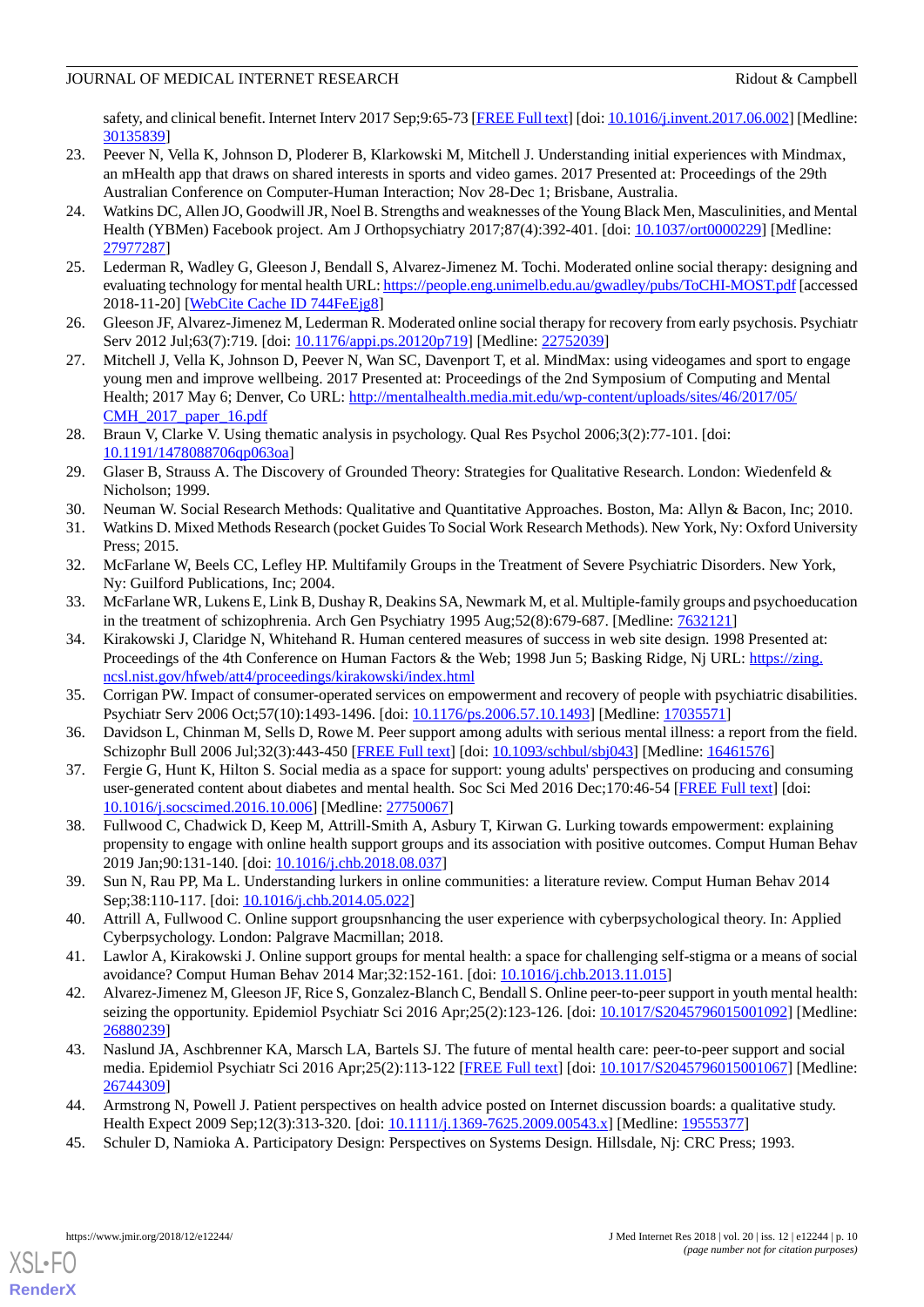safety, and clinical benefit. Internet Interv 2017 Sep;9:65-73 [FREE Full text] [doi: 10.1016/j.invent.2017.06.002] [Medline: 30135839]

23. Peever N, Vella K, Johnson D, Ploderer B, Klarkowski M, Mitchell J. Understanding initial experiences with Mindmax, an mHealth app that draws on shared interests in sports and video games. 2017 Presented at: Proceedings of the 29th Australian Conference on Computer-Human Interaction; Nov 28-Dec 1; Brisbane, Australia.
24. Watkins DC, Allen JO, Goodwill JR, Noel B. Strengths and weaknesses of the Young Black Men, Masculinities, and Mental Health (YBMen) Facebook project. Am J Orthopsychiatry 2017;87(4):392-401. [doi: 10.1037/ort0000229] [Medline: 27977287]
25. Lederman R, Wadley G, Gleeson J, Bendall S, Alvarez-Jimenez M. Tochi. Moderated online social therapy: designing and evaluating technology for mental health URL: https://people.eng.unimelb.edu.au/gwadley/pubs/ToCHI-MOST.pdf [accessed 2018-11-20] [WebCite Cache ID 744FeEjg8]
26. Gleeson JF, Alvarez-Jimenez M, Lederman R. Moderated online social therapy for recovery from early psychosis. Psychiatr Serv 2012 Jul;63(7):719. [doi: 10.1176/appi.ps.20120p719] [Medline: 22752039]
27. Mitchell J, Vella K, Johnson D, Peever N, Wan SC, Davenport T, et al. MindMax: using videogames and sport to engage young men and improve wellbeing. 2017 Presented at: Proceedings of the 2nd Symposium of Computing and Mental Health; 2017 May 6; Denver, Co URL: http://mentalhealth.media.mit.edu/wp-content/uploads/sites/46/2017/05/CMH_2017_paper_16.pdf
28. Braun V, Clarke V. Using thematic analysis in psychology. Qual Res Psychol 2006;3(2):77-101. [doi: 10.1191/1478088706qp063oa]
29. Glaser B, Strauss A. The Discovery of Grounded Theory: Strategies for Qualitative Research. London: Wiedenfeld & Nicholson; 1999.
30. Neuman W. Social Research Methods: Qualitative and Quantitative Approaches. Boston, Ma: Allyn & Bacon, Inc; 2010.
31. Watkins D. Mixed Methods Research (pocket Guides To Social Work Research Methods). New York, Ny: Oxford University Press; 2015.
32. McFarlane W, Beels CC, Lefley HP. Multifamily Groups in the Treatment of Severe Psychiatric Disorders. New York, Ny: Guilford Publications, Inc; 2004.
33. McFarlane WR, Lukens E, Link B, Dushay R, Deakins SA, Newmark M, et al. Multiple-family groups and psychoeducation in the treatment of schizophrenia. Arch Gen Psychiatry 1995 Aug;52(8):679-687. [Medline: 7632121]
34. Kirakowski J, Claridge N, Whitehand R. Human centered measures of success in web site design. 1998 Presented at: Proceedings of the 4th Conference on Human Factors & the Web; 1998 Jun 5; Basking Ridge, Nj URL: https://zing.ncsl.nist.gov/hfweb/att4/proceedings/kirakowski/index.html
35. Corrigan PW. Impact of consumer-operated services on empowerment and recovery of people with psychiatric disabilities. Psychiatr Serv 2006 Oct;57(10):1493-1496. [doi: 10.1176/ps.2006.57.10.1493] [Medline: 17035571]
36. Davidson L, Chinman M, Sells D, Rowe M. Peer support among adults with serious mental illness: a report from the field. Schizophr Bull 2006 Jul;32(3):443-450 [FREE Full text] [doi: 10.1093/schbul/sbj043] [Medline: 16461576]
37. Fergie G, Hunt K, Hilton S. Social media as a space for support: young adults' perspectives on producing and consuming user-generated content about diabetes and mental health. Soc Sci Med 2016 Dec;170:46-54 [FREE Full text] [doi: 10.1016/j.socscimed.2016.10.006] [Medline: 27750067]
38. Fullwood C, Chadwick D, Keep M, Attrill-Smith A, Asbury T, Kirwan G. Lurking towards empowerment: explaining propensity to engage with online health support groups and its association with positive outcomes. Comput Human Behav 2019 Jan;90:131-140. [doi: 10.1016/j.chb.2018.08.037]
39. Sun N, Rau PP, Ma L. Understanding lurkers in online communities: a literature review. Comput Human Behav 2014 Sep;38:110-117. [doi: 10.1016/j.chb.2014.05.022]
40. Attrill A, Fullwood C. Online support groupsnhancing the user experience with cyberpsychological theory. In: Applied Cyberpsychology. London: Palgrave Macmillan; 2018.
41. Lawlor A, Kirakowski J. Online support groups for mental health: a space for challenging self-stigma or a means of social avoidance? Comput Human Behav 2014 Mar;32:152-161. [doi: 10.1016/j.chb.2013.11.015]
42. Alvarez-Jimenez M, Gleeson JF, Rice S, Gonzalez-Blanch C, Bendall S. Online peer-to-peer support in youth mental health: seizing the opportunity. Epidemiol Psychiatr Sci 2016 Apr;25(2):123-126. [doi: 10.1017/S2045796015001092] [Medline: 26880239]
43. Naslund JA, Aschbrenner KA, Marsch LA, Bartels SJ. The future of mental health care: peer-to-peer support and social media. Epidemiol Psychiatr Sci 2016 Apr;25(2):113-122 [FREE Full text] [doi: 10.1017/S2045796015001067] [Medline: 26744309]
44. Armstrong N, Powell J. Patient perspectives on health advice posted on Internet discussion boards: a qualitative study. Health Expect 2009 Sep;12(3):313-320. [doi: 10.1111/j.1369-7625.2009.00543.x] [Medline: 19555377]
45. Schuler D, Namioka A. Participatory Design: Perspectives on Systems Design. Hillsdale, Nj: CRC Press; 1993.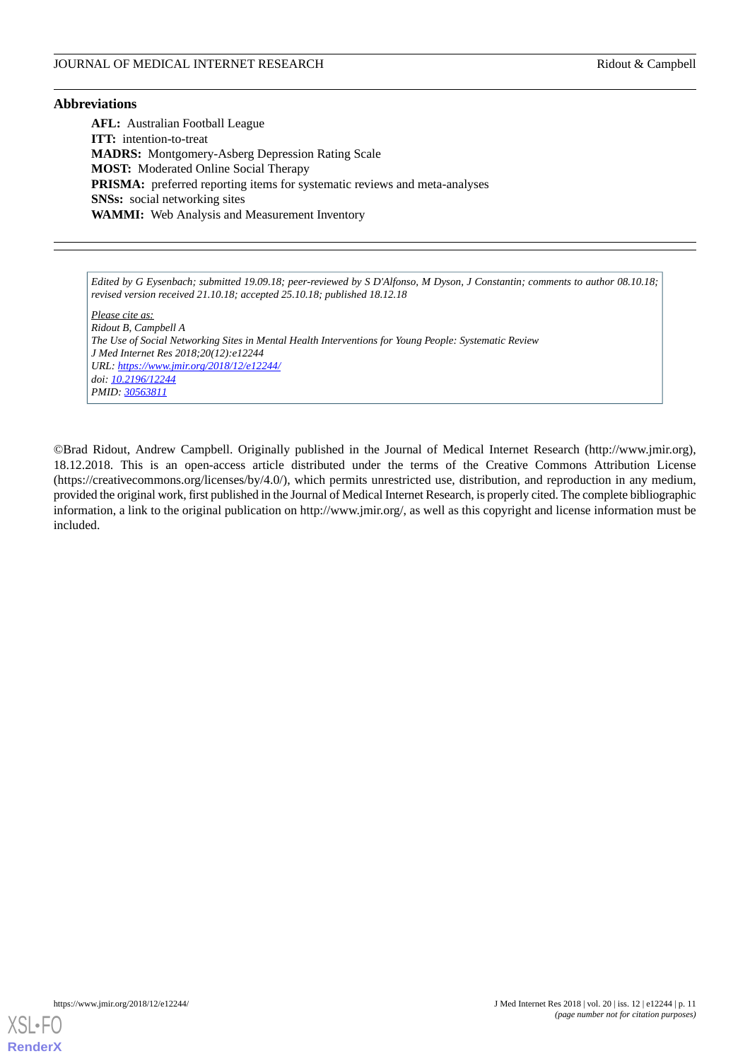## Abbreviations

**AFL:** Australian Football League
**ITT:** intention-to-treat
**MADRS:** Montgomery-Asberg Depression Rating Scale
**MOST:** Moderated Online Social Therapy
**PRISMA:** preferred reporting items for systematic reviews and meta-analyses
**SNSs:** social networking sites
**WAMMI:** Web Analysis and Measurement Inventory

---

*Edited by G Eysenbach; submitted 19.09.18; peer-reviewed by S D'Alfonso, M Dyson, J Constantin; comments to author 08.10.18; revised version received 21.10.18; accepted 25.10.18; published 18.12.18*

*Please cite as:*
*Ridout B, Campbell A*
*The Use of Social Networking Sites in Mental Health Interventions for Young People: Systematic Review*
*J Med Internet Res 2018;20(12):e12244*
*URL: https://www.jmir.org/2018/12/e12244/*
*doi: 10.2196/12244*
*PMID: 30563811*

©Brad Ridout, Andrew Campbell. Originally published in the Journal of Medical Internet Research (http://www.jmir.org), 18.12.2018. This is an open-access article distributed under the terms of the Creative Commons Attribution License (https://creativecommons.org/licenses/by/4.0/), which permits unrestricted use, distribution, and reproduction in any medium, provided the original work, first published in the Journal of Medical Internet Research, is properly cited. The complete bibliographic information, a link to the original publication on http://www.jmir.org/, as well as this copyright and license information must be included.